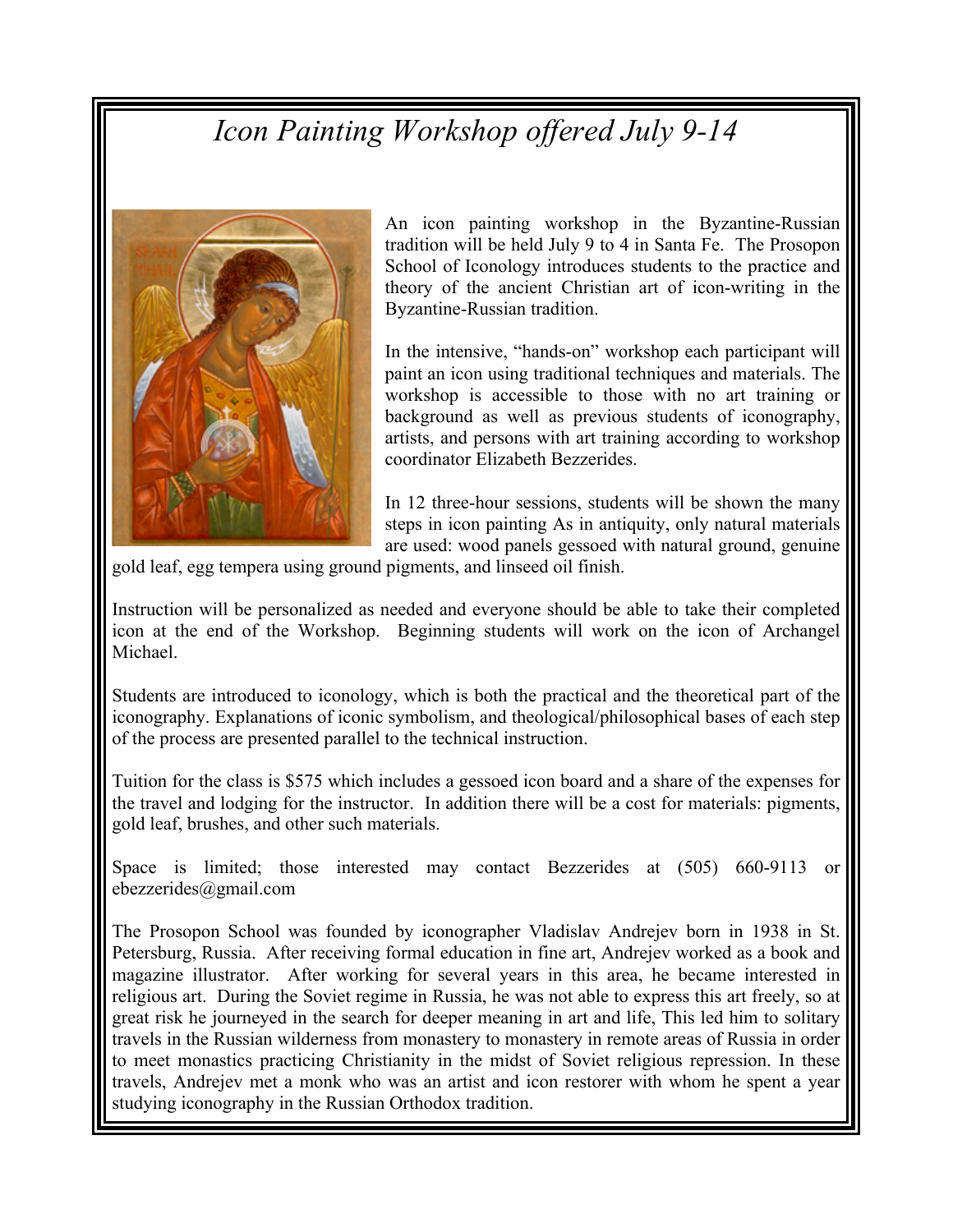# *Icon Painting Workshop offered July 9-14*

An icon painting workshop in the Byzantine-Russian tradition will be held July 9 to 4 in Santa Fe. The Prosopon School of Iconology introduces students to the practice and theory of the ancient Christian art of icon-writing in the Byzantine-Russian tradition.

In the intensive, "hands-on" workshop each participant will paint an icon using traditional techniques and materials. The workshop is accessible to those with no art training or background as well as previous students of iconography, artists, and persons with art training according to workshop coordinator Elizabeth Bezzerides.

In 12 three-hour sessions, students will be shown the many steps in icon painting As in antiquity, only natural materials are used: wood panels gessoed with natural ground, genuine gold leaf, egg tempera using ground pigments, and linseed oil finish.

Instruction will be personalized as needed and everyone should be able to take their completed icon at the end of the Workshop. Beginning students will work on the icon of Archangel Michael.

Students are introduced to iconology, which is both the practical and the theoretical part of the iconography. Explanations of iconic symbolism, and theological/philosophical bases of each step of the process are presented parallel to the technical instruction.

Tuition for the class is $575 which includes a gessoed icon board and a share of the expenses for the travel and lodging for the instructor. In addition there will be a cost for materials: pigments, gold leaf, brushes, and other such materials.

Space is limited; those interested may contact Bezzerides at (505) 660-9113 or ebezzerides@gmail.com

The Prosopon School was founded by iconographer Vladislav Andrejev born in 1938 in St. Petersburg, Russia. After receiving formal education in fine art, Andrejev worked as a book and magazine illustrator. After working for several years in this area, he became interested in religious art. During the Soviet regime in Russia, he was not able to express this art freely, so at great risk he journeyed in the search for deeper meaning in art and life, This led him to solitary travels in the Russian wilderness from monastery to monastery in remote areas of Russia in order to meet monastics practicing Christianity in the midst of Soviet religious repression. In these travels, Andrejev met a monk who was an artist and icon restorer with whom he spent a year studying iconography in the Russian Orthodox tradition.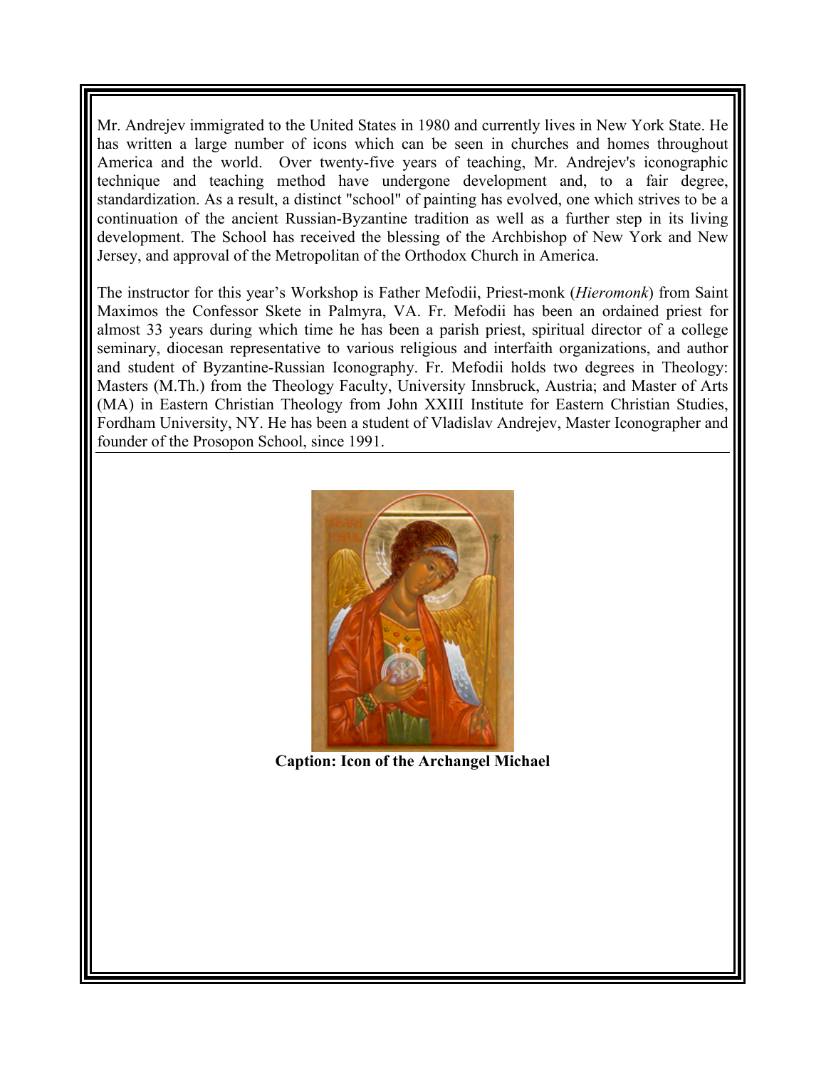Mr. Andrejev immigrated to the United States in 1980 and currently lives in New York State. He has written a large number of icons which can be seen in churches and homes throughout America and the world. Over twenty-five years of teaching, Mr. Andrejev's iconographic technique and teaching method have undergone development and, to a fair degree, standardization. As a result, a distinct "school" of painting has evolved, one which strives to be a continuation of the ancient Russian-Byzantine tradition as well as a further step in its living development. The School has received the blessing of the Archbishop of New York and New Jersey, and approval of the Metropolitan of the Orthodox Church in America.

The instructor for this year's Workshop is Father Mefodii, Priest-monk (*Hieromonk*) from Saint Maximos the Confessor Skete in Palmyra, VA. Fr. Mefodii has been an ordained priest for almost 33 years during which time he has been a parish priest, spiritual director of a college seminary, diocesan representative to various religious and interfaith organizations, and author and student of Byzantine-Russian Iconography. Fr. Mefodii holds two degrees in Theology: Masters (M.Th.) from the Theology Faculty, University Innsbruck, Austria; and Master of Arts (MA) in Eastern Christian Theology from John XXIII Institute for Eastern Christian Studies, Fordham University, NY. He has been a student of Vladislav Andrejev, Master Iconographer and founder of the Prosopon School, since 1991.

**Caption: Icon of the Archangel Michael**